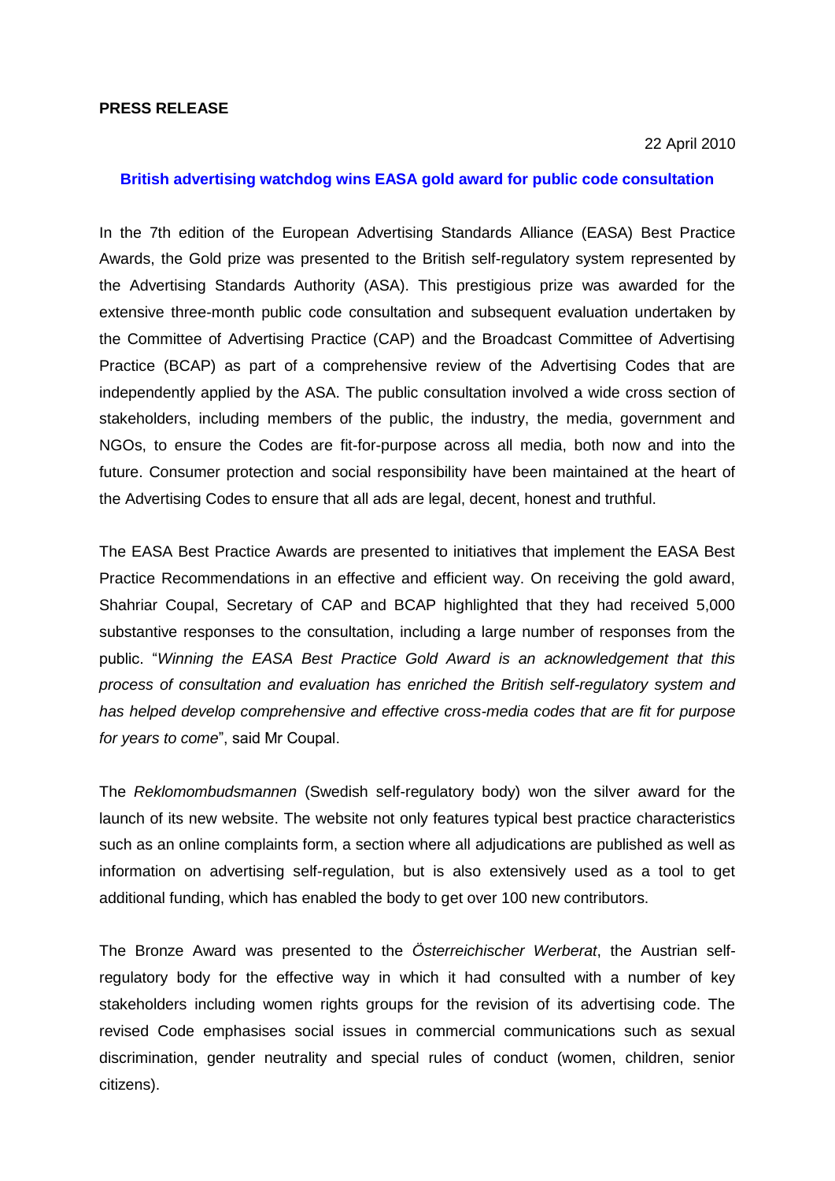**PRESS RELEASE**

22 April 2010

## British advertising watchdog wins EASA gold award for public code consultation

In the 7th edition of the European Advertising Standards Alliance (EASA) Best Practice Awards, the Gold prize was presented to the British self-regulatory system represented by the Advertising Standards Authority (ASA). This prestigious prize was awarded for the extensive three-month public code consultation and subsequent evaluation undertaken by the Committee of Advertising Practice (CAP) and the Broadcast Committee of Advertising Practice (BCAP) as part of a comprehensive review of the Advertising Codes that are independently applied by the ASA. The public consultation involved a wide cross section of stakeholders, including members of the public, the industry, the media, government and NGOs, to ensure the Codes are fit-for-purpose across all media, both now and into the future. Consumer protection and social responsibility have been maintained at the heart of the Advertising Codes to ensure that all ads are legal, decent, honest and truthful.

The EASA Best Practice Awards are presented to initiatives that implement the EASA Best Practice Recommendations in an effective and efficient way. On receiving the gold award, Shahriar Coupal, Secretary of CAP and BCAP highlighted that they had received 5,000 substantive responses to the consultation, including a large number of responses from the public. "*Winning the EASA Best Practice Gold Award is an acknowledgement that this process of consultation and evaluation has enriched the British self-regulatory system and has helped develop comprehensive and effective cross-media codes that are fit for purpose for years to come*", said Mr Coupal.

The *Reklomombudsmannen* (Swedish self-regulatory body) won the silver award for the launch of its new website. The website not only features typical best practice characteristics such as an online complaints form, a section where all adjudications are published as well as information on advertising self-regulation, but is also extensively used as a tool to get additional funding, which has enabled the body to get over 100 new contributors.

The Bronze Award was presented to the *Österreichischer Werberat*, the Austrian self-regulatory body for the effective way in which it had consulted with a number of key stakeholders including women rights groups for the revision of its advertising code. The revised Code emphasises social issues in commercial communications such as sexual discrimination, gender neutrality and special rules of conduct (women, children, senior citizens).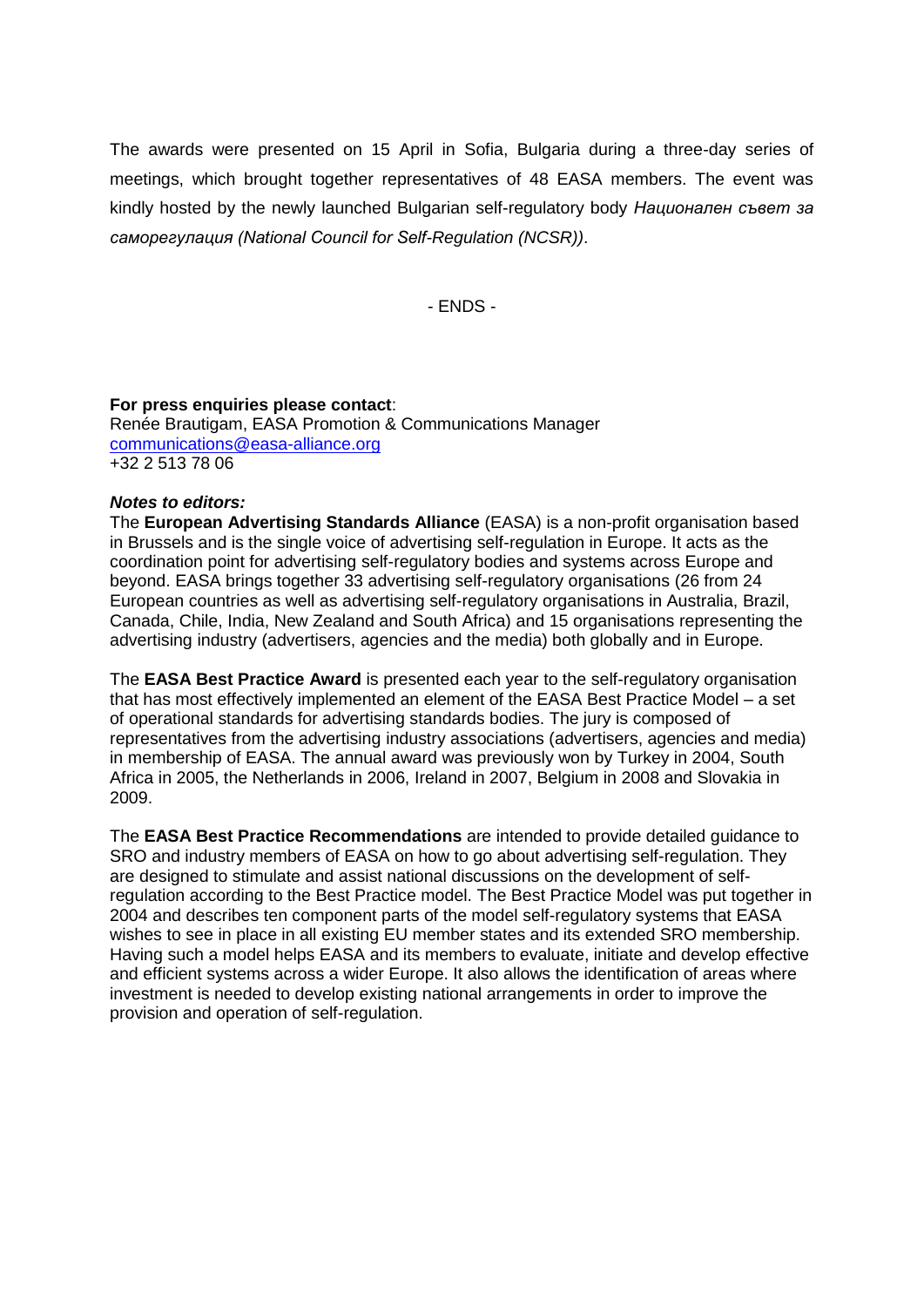The awards were presented on 15 April in Sofia, Bulgaria during a three-day series of meetings, which brought together representatives of 48 EASA members. The event was kindly hosted by the newly launched Bulgarian self-regulatory body *Национален съвет за саморегулация (National Council for Self-Regulation (NCSR))*.

- ENDS -

**For press enquiries please contact**:
Renée Brautigam, EASA Promotion & Communications Manager
[communications@easa-alliance.org](mailto:communications@easa-alliance.org)
+32 2 513 78 06

***Notes to editors:***

The **European Advertising Standards Alliance** (EASA) is a non-profit organisation based in Brussels and is the single voice of advertising self-regulation in Europe. It acts as the coordination point for advertising self-regulatory bodies and systems across Europe and beyond. EASA brings together 33 advertising self-regulatory organisations (26 from 24 European countries as well as advertising self-regulatory organisations in Australia, Brazil, Canada, Chile, India, New Zealand and South Africa) and 15 organisations representing the advertising industry (advertisers, agencies and the media) both globally and in Europe.

The **EASA Best Practice Award** is presented each year to the self-regulatory organisation that has most effectively implemented an element of the EASA Best Practice Model – a set of operational standards for advertising standards bodies. The jury is composed of representatives from the advertising industry associations (advertisers, agencies and media) in membership of EASA. The annual award was previously won by Turkey in 2004, South Africa in 2005, the Netherlands in 2006, Ireland in 2007, Belgium in 2008 and Slovakia in 2009.

The **EASA Best Practice Recommendations** are intended to provide detailed guidance to SRO and industry members of EASA on how to go about advertising self-regulation. They are designed to stimulate and assist national discussions on the development of self-regulation according to the Best Practice model. The Best Practice Model was put together in 2004 and describes ten component parts of the model self-regulatory systems that EASA wishes to see in place in all existing EU member states and its extended SRO membership. Having such a model helps EASA and its members to evaluate, initiate and develop effective and efficient systems across a wider Europe. It also allows the identification of areas where investment is needed to develop existing national arrangements in order to improve the provision and operation of self-regulation.